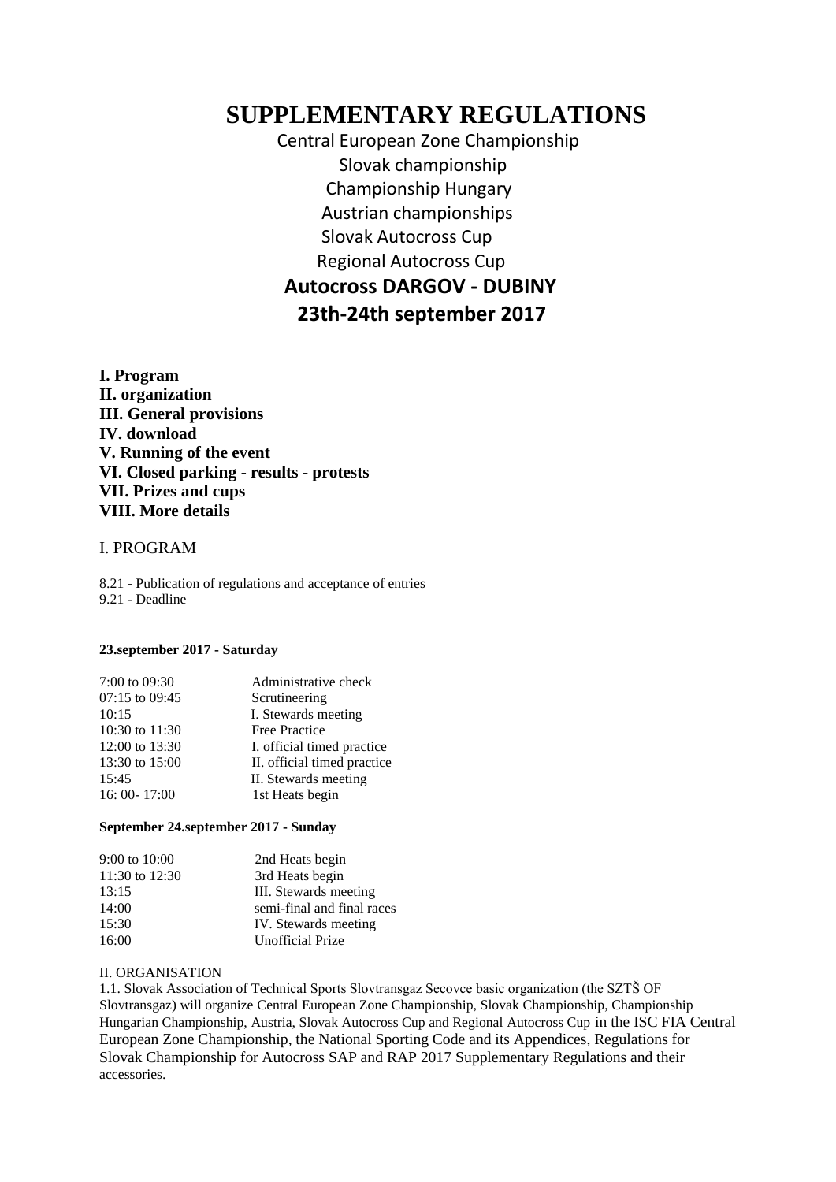# SUPPLEMENTARY REGULATIONS

Central European Zone Championship
Slovak championship
Championship Hungary
Austrian championships
Slovak Autocross Cup
Regional Autocross Cup

**Autocross DARGOV - DUBINY**
**23th-24th september 2017**

**I. Program**
**II. organization**
**III. General provisions**
**IV. download**
**V. Running of the event**
**VI. Closed parking - results - protests**
**VII. Prizes and cups**
**VIII. More details**

## I. PROGRAM

8.21 - Publication of regulations and acceptance of entries
9.21 - Deadline

**23.september 2017 - Saturday**

| | |
|---|---|
| 7:00 to 09:30 | Administrative check |
| 07:15 to 09:45 | Scrutineering |
| 10:15 | I. Stewards meeting |
| 10:30 to 11:30 | Free Practice |
| 12:00 to 13:30 | I. official timed practice |
| 13:30 to 15:00 | II. official timed practice |
| 15:45 | II. Stewards meeting |
| 16: 00- 17:00 | 1st Heats begin |

**September 24.september 2017 - Sunday**

| | |
|---|---|
| 9:00 to 10:00 | 2nd Heats begin |
| 11:30 to 12:30 | 3rd Heats begin |
| 13:15 | III. Stewards meeting |
| 14:00 | semi-final and final races |
| 15:30 | IV. Stewards meeting |
| 16:00 | Unofficial Prize |

## II. ORGANISATION

1.1. Slovak Association of Technical Sports Slovtransgaz Secovce basic organization (the SZTŠ OF Slovtransgaz) will organize Central European Zone Championship, Slovak Championship, Championship Hungarian Championship, Austria, Slovak Autocross Cup and Regional Autocross Cup in the ISC FIA Central European Zone Championship, the National Sporting Code and its Appendices, Regulations for Slovak Championship for Autocross SAP and RAP 2017 Supplementary Regulations and their accessories.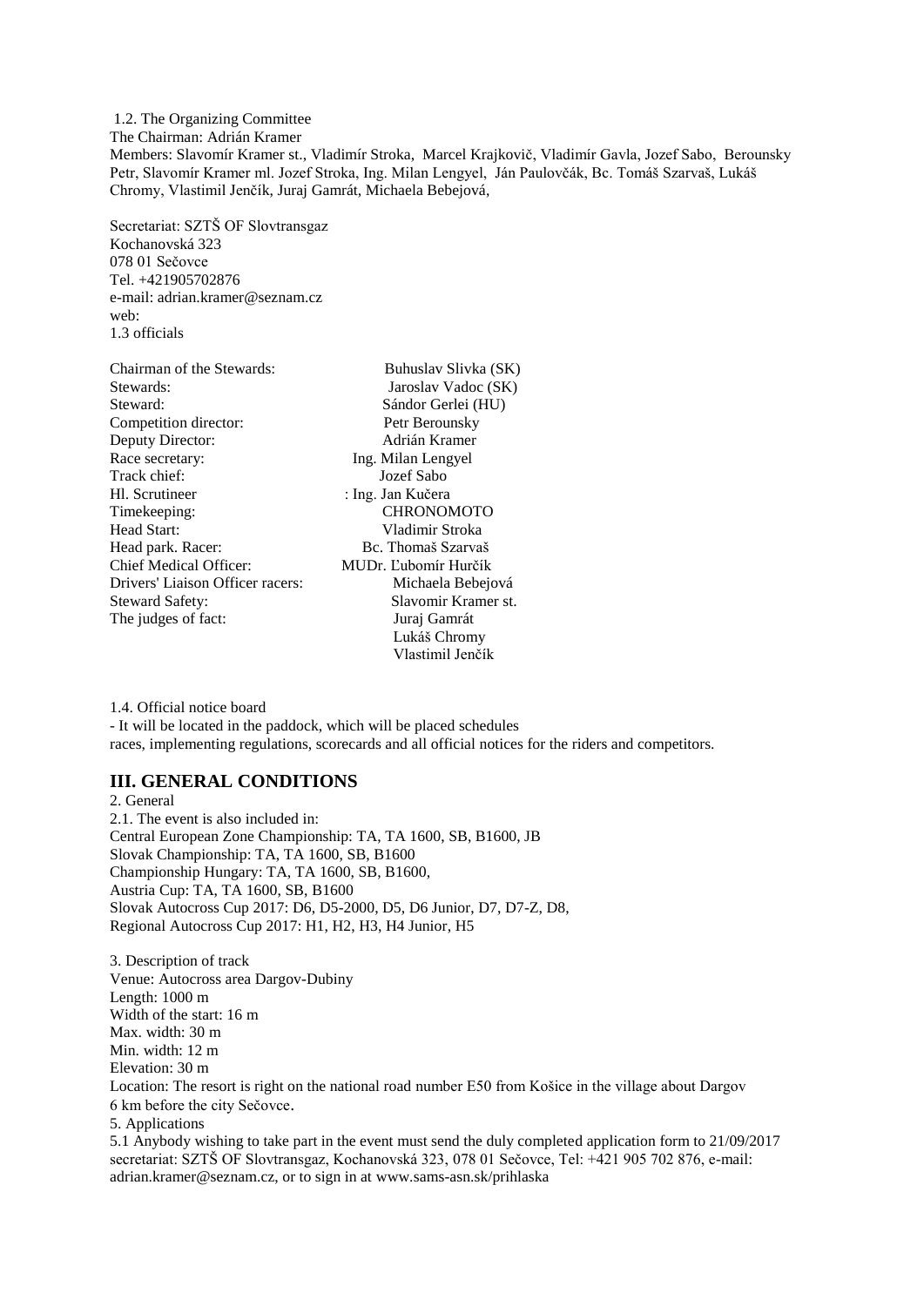1.2. The Organizing Committee

The Chairman: Adrián Kramer

Members: Slavomír Kramer st., Vladimír Stroka, Marcel Krajkovič, Vladimír Gavla, Jozef Sabo, Berounsky Petr, Slavomír Kramer ml. Jozef Stroka, Ing. Milan Lengyel, Ján Paulovčák, Bc. Tomáš Szarvaš, Lukáš Chromy, Vlastimil Jenčík, Juraj Gamrát, Michaela Bebejová,

Secretariat: SZTŠ OF Slovtransgaz
Kochanovská 323
078 01 Sečovce
Tel. +421905702876
e-mail: adrian.kramer@seznam.cz
web:

1.3 officials

| | |
|---|---|
| Chairman of the Stewards: | Buhuslav Slivka (SK) |
| Stewards: | Jaroslav Vadoc (SK) |
| Steward: | Sándor Gerlei (HU) |
| Competition director: | Petr Berounsky |
| Deputy Director: | Adrián Kramer |
| Race secretary: | Ing. Milan Lengyel |
| Track chief: | Jozef Sabo |
| Hl. Scrutineer | : Ing. Jan Kučera |
| Timekeeping: | CHRONOMOTO |
| Head Start: | Vladimir Stroka |
| Head park. Racer: | Bc. Thomaš Szarvaš |
| Chief Medical Officer: | MUDr. Ľubomír Hurčík |
| Drivers' Liaison Officer racers: | Michaela Bebejová |
| Steward Safety: | Slavomir Kramer st. |
| The judges of fact: | Juraj Gamrát |
| | Lukáš Chromy |
| | Vlastimil Jenčík |

1.4. Official notice board

- It will be located in the paddock, which will be placed schedules races, implementing regulations, scorecards and all official notices for the riders and competitors.

## III. GENERAL CONDITIONS

2. General

2.1. The event is also included in:
Central European Zone Championship: TA, TA 1600, SB, B1600, JB
Slovak Championship: TA, TA 1600, SB, B1600
Championship Hungary: TA, TA 1600, SB, B1600,
Austria Cup: TA, TA 1600, SB, B1600
Slovak Autocross Cup 2017: D6, D5-2000, D5, D6 Junior, D7, D7-Z, D8,
Regional Autocross Cup 2017: H1, H2, H3, H4 Junior, H5

3. Description of track
Venue: Autocross area Dargov-Dubiny
Length: 1000 m
Width of the start: 16 m
Max. width: 30 m
Min. width: 12 m
Elevation: 30 m
Location: The resort is right on the national road number E50 from Košice in the village about Dargov 6 km before the city Sečovce.

5. Applications

5.1 Anybody wishing to take part in the event must send the duly completed application form to 21/09/2017 secretariat: SZTŠ OF Slovtransgaz, Kochanovská 323, 078 01 Sečovce, Tel: +421 905 702 876, e-mail: adrian.kramer@seznam.cz, or to sign in at www.sams-asn.sk/prihlaska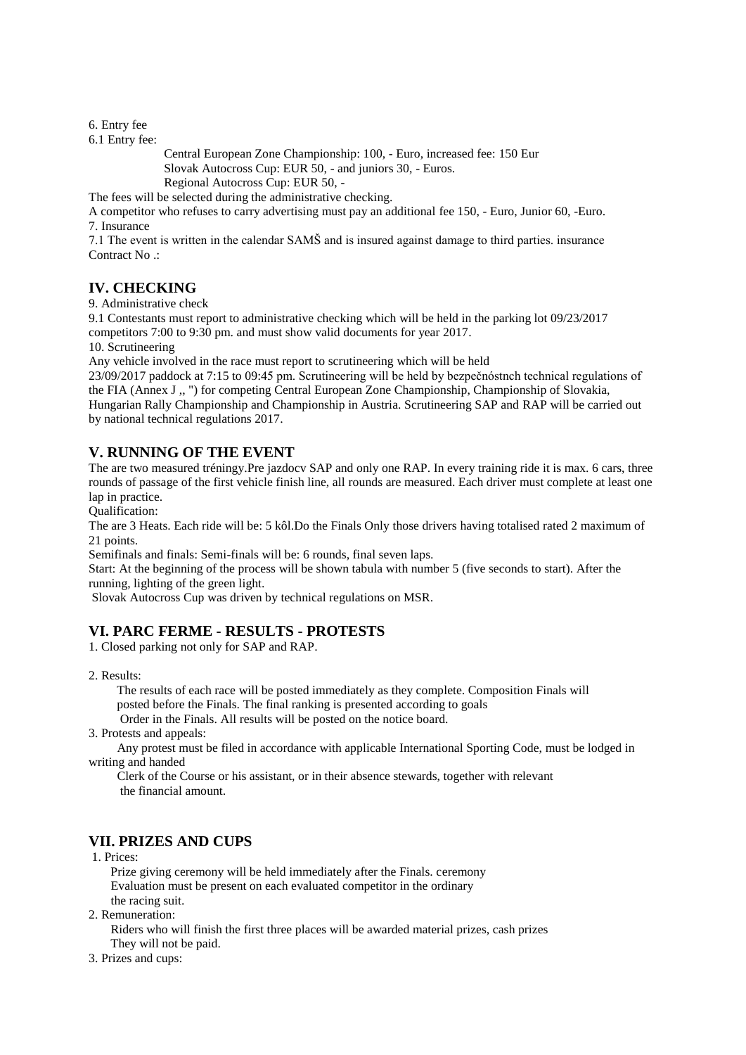6. Entry fee

6.1 Entry fee:

Central European Zone Championship: 100, - Euro, increased fee: 150 Eur
Slovak Autocross Cup: EUR 50, - and juniors 30, - Euros.
Regional Autocross Cup: EUR 50, -

The fees will be selected during the administrative checking.

A competitor who refuses to carry advertising must pay an additional fee 150, - Euro, Junior 60, -Euro.

7. Insurance

7.1 The event is written in the calendar SAMŠ and is insured against damage to third parties. insurance Contract No .:

## IV. CHECKING

9. Administrative check

9.1 Contestants must report to administrative checking which will be held in the parking lot 09/23/2017 competitors 7:00 to 9:30 pm. and must show valid documents for year 2017.

10. Scrutineering

Any vehicle involved in the race must report to scrutineering which will be held 23/09/2017 paddock at 7:15 to 09:45 pm. Scrutineering will be held by bezpečnóstnch technical regulations of the FIA (Annex J ,, ") for competing Central European Zone Championship, Championship of Slovakia, Hungarian Rally Championship and Championship in Austria. Scrutineering SAP and RAP will be carried out by national technical regulations 2017.

## V. RUNNING OF THE EVENT

The are two measured tréningy.Pre jazdocv SAP and only one RAP. In every training ride it is max. 6 cars, three rounds of passage of the first vehicle finish line, all rounds are measured. Each driver must complete at least one lap in practice.

Qualification:

The are 3 Heats. Each ride will be: 5 kôl.Do the Finals Only those drivers having totalised rated 2 maximum of 21 points.

Semifinals and finals: Semi-finals will be: 6 rounds, final seven laps.

Start: At the beginning of the process will be shown tabula with number 5 (five seconds to start). After the running, lighting of the green light.

Slovak Autocross Cup was driven by technical regulations on MSR.

## VI. PARC FERME - RESULTS - PROTESTS

1. Closed parking not only for SAP and RAP.

2. Results:

The results of each race will be posted immediately as they complete. Composition Finals will posted before the Finals. The final ranking is presented according to goals Order in the Finals. All results will be posted on the notice board.

3. Protests and appeals:

Any protest must be filed in accordance with applicable International Sporting Code, must be lodged in writing and handed Clerk of the Course or his assistant, or in their absence stewards, together with relevant the financial amount.

## VII. PRIZES AND CUPS

1. Prices:

Prize giving ceremony will be held immediately after the Finals. ceremony Evaluation must be present on each evaluated competitor in the ordinary the racing suit.

2. Remuneration:

Riders who will finish the first three places will be awarded material prizes, cash prizes They will not be paid.

3. Prizes and cups: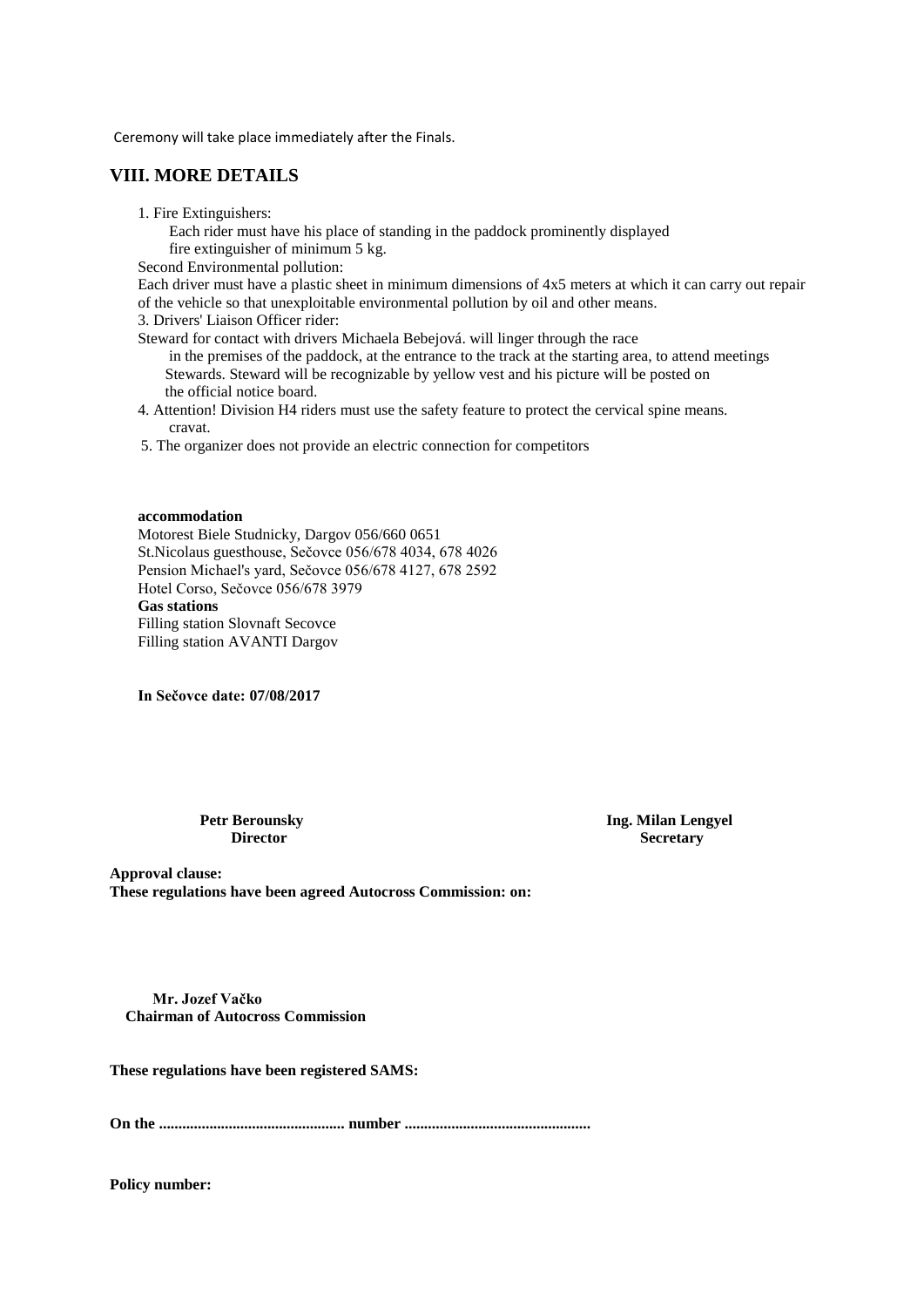Ceremony will take place immediately after the Finals.

## VIII. MORE DETAILS

1. Fire Extinguishers:
   Each rider must have his place of standing in the paddock prominently displayed
   fire extinguisher of minimum 5 kg.

Second Environmental pollution:
Each driver must have a plastic sheet in minimum dimensions of 4x5 meters at which it can carry out repair of the vehicle so that unexploitable environmental pollution by oil and other means.

3. Drivers' Liaison Officer rider:

Steward for contact with drivers Michaela Bebejová. will linger through the race
in the premises of the paddock, at the entrance to the track at the starting area, to attend meetings
Stewards. Steward will be recognizable by yellow vest and his picture will be posted on
the official notice board.

4. Attention! Division H4 riders must use the safety feature to protect the cervical spine means.
   cravat.
5. The organizer does not provide an electric connection for competitors

**accommodation**
Motorest Biele Studnicky, Dargov 056/660 0651
St.Nicolaus guesthouse, Sečovce 056/678 4034, 678 4026
Pension Michael's yard, Sečovce 056/678 4127, 678 2592
Hotel Corso, Sečovce 056/678 3979
**Gas stations**
Filling station Slovnaft Secovce
Filling station AVANTI Dargov

**In Sečovce date: 07/08/2017**

**Petr Berounsky**
**Director**

**Ing. Milan Lengyel**
**Secretary**

**Approval clause:**
**These regulations have been agreed Autocross Commission: on:**

**Mr. Jozef Vačko**
**Chairman of Autocross Commission**

**These regulations have been registered SAMS:**

**On the ............................................... number ...............................................**

**Policy number:**